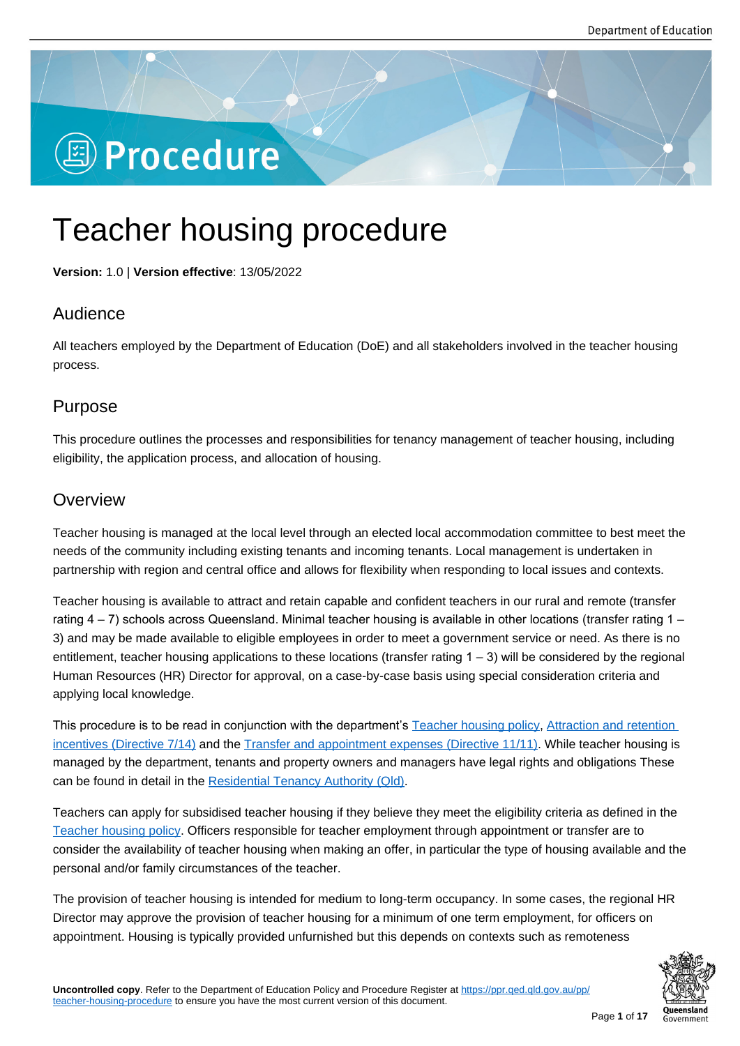# Procedure

# Teacher housing procedure

**Version:** 1.0 | **Version effective**: 13/05/2022

## Audience

All teachers employed by the Department of Education (DoE) and all stakeholders involved in the teacher housing process.

## Purpose

This procedure outlines the processes and responsibilities for tenancy management of teacher housing, including eligibility, the application process, and allocation of housing.

## Overview

Teacher housing is managed at the local level through an elected local accommodation committee to best meet the needs of the community including existing tenants and incoming tenants. Local management is undertaken in partnership with region and central office and allows for flexibility when responding to local issues and contexts.

Teacher housing is available to attract and retain capable and confident teachers in our rural and remote (transfer rating 4 – 7) schools across Queensland. Minimal teacher housing is available in other locations (transfer rating 1 – 3) and may be made available to eligible employees in order to meet a government service or need. As there is no entitlement, teacher housing applications to these locations (transfer rating 1 – 3) will be considered by the regional Human Resources (HR) Director for approval, on a case-by-case basis using special consideration criteria and applying local knowledge.

This procedure is to be read in conjunction with the department's Teacher housing policy, Attraction and retention incentives (Directive 7/14) and the Transfer and appointment expenses (Directive 11/11). While teacher housing is managed by the department, tenants and property owners and managers have legal rights and obligations These can be found in detail in the Residential Tenancy Authority (Qld).

Teachers can apply for subsidised teacher housing if they believe they meet the eligibility criteria as defined in the Teacher housing policy. Officers responsible for teacher employment through appointment or transfer are to consider the availability of teacher housing when making an offer, in particular the type of housing available and the personal and/or family circumstances of the teacher.

The provision of teacher housing is intended for medium to long-term occupancy. In some cases, the regional HR Director may approve the provision of teacher housing for a minimum of one term employment, for officers on appointment. Housing is typically provided unfurnished but this depends on contexts such as remoteness

**Uncontrolled copy**. Refer to the Department of Education Policy and Procedure Register at https://ppr.qed.qld.gov.au/pp/teacher-housing-procedure to ensure you have the most current version of this document.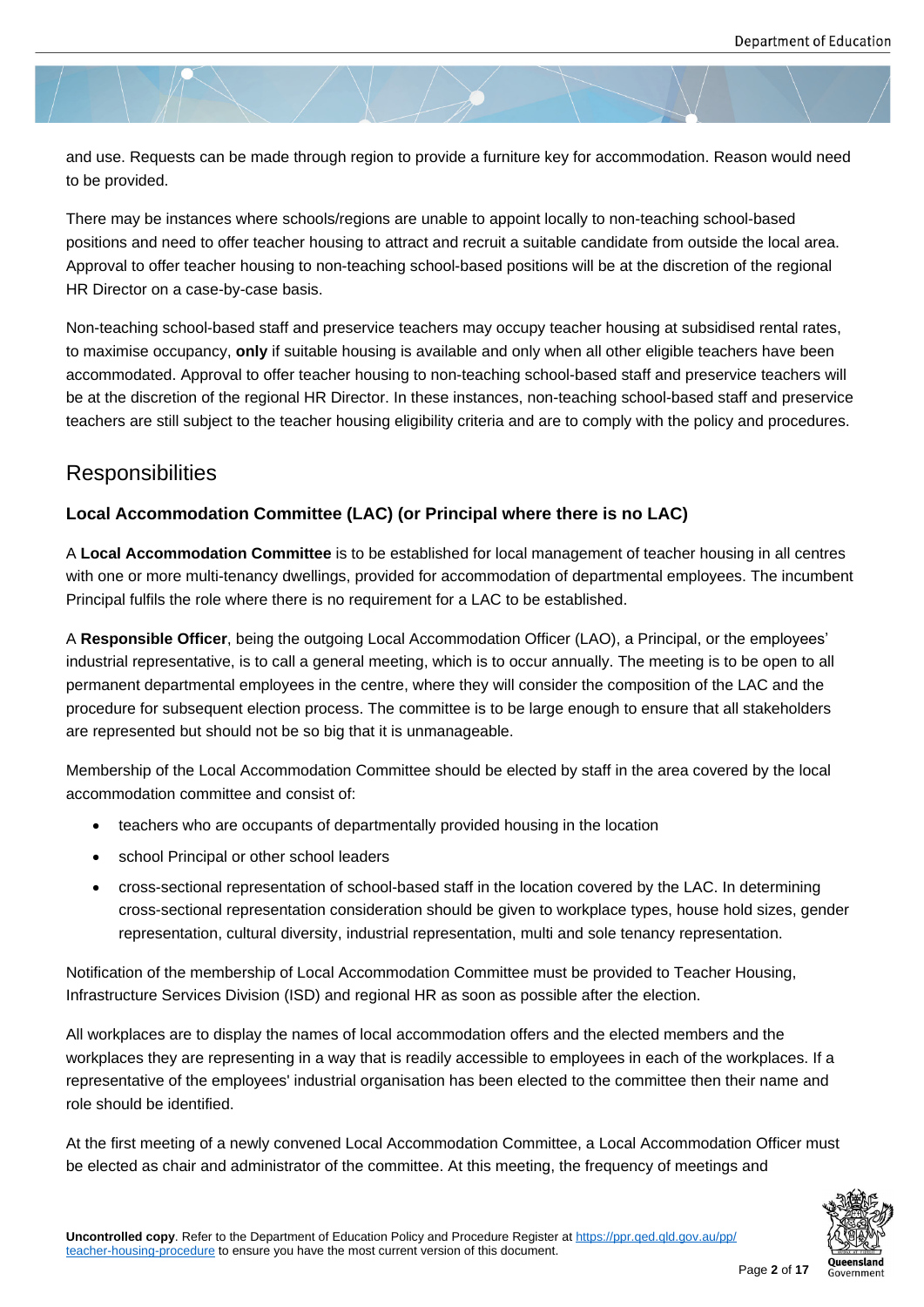and use. Requests can be made through region to provide a furniture key for accommodation. Reason would need to be provided.

There may be instances where schools/regions are unable to appoint locally to non-teaching school-based positions and need to offer teacher housing to attract and recruit a suitable candidate from outside the local area. Approval to offer teacher housing to non-teaching school-based positions will be at the discretion of the regional HR Director on a case-by-case basis.

Non-teaching school-based staff and preservice teachers may occupy teacher housing at subsidised rental rates, to maximise occupancy, **only** if suitable housing is available and only when all other eligible teachers have been accommodated. Approval to offer teacher housing to non-teaching school-based staff and preservice teachers will be at the discretion of the regional HR Director. In these instances, non-teaching school-based staff and preservice teachers are still subject to the teacher housing eligibility criteria and are to comply with the policy and procedures.

## Responsibilities

### Local Accommodation Committee (LAC) (or Principal where there is no LAC)

A **Local Accommodation Committee** is to be established for local management of teacher housing in all centres with one or more multi-tenancy dwellings, provided for accommodation of departmental employees. The incumbent Principal fulfils the role where there is no requirement for a LAC to be established.

A **Responsible Officer**, being the outgoing Local Accommodation Officer (LAO), a Principal, or the employees' industrial representative, is to call a general meeting, which is to occur annually. The meeting is to be open to all permanent departmental employees in the centre, where they will consider the composition of the LAC and the procedure for subsequent election process. The committee is to be large enough to ensure that all stakeholders are represented but should not be so big that it is unmanageable.

Membership of the Local Accommodation Committee should be elected by staff in the area covered by the local accommodation committee and consist of:

- teachers who are occupants of departmentally provided housing in the location
- school Principal or other school leaders
- cross-sectional representation of school-based staff in the location covered by the LAC. In determining cross-sectional representation consideration should be given to workplace types, house hold sizes, gender representation, cultural diversity, industrial representation, multi and sole tenancy representation.

Notification of the membership of Local Accommodation Committee must be provided to Teacher Housing, Infrastructure Services Division (ISD) and regional HR as soon as possible after the election.

All workplaces are to display the names of local accommodation offers and the elected members and the workplaces they are representing in a way that is readily accessible to employees in each of the workplaces. If a representative of the employees' industrial organisation has been elected to the committee then their name and role should be identified.

At the first meeting of a newly convened Local Accommodation Committee, a Local Accommodation Officer must be elected as chair and administrator of the committee. At this meeting, the frequency of meetings and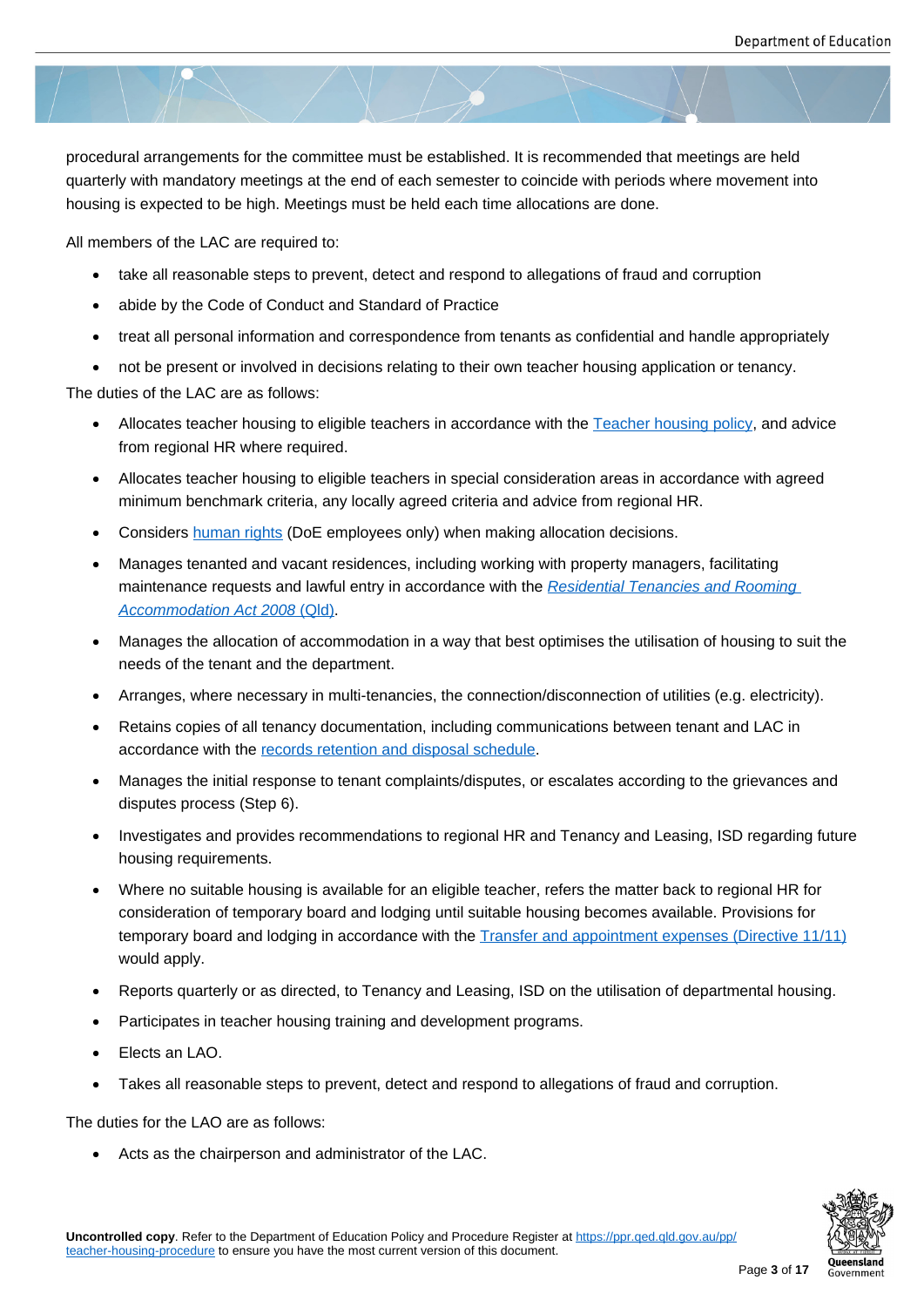procedural arrangements for the committee must be established. It is recommended that meetings are held quarterly with mandatory meetings at the end of each semester to coincide with periods where movement into housing is expected to be high. Meetings must be held each time allocations are done.

All members of the LAC are required to:

- take all reasonable steps to prevent, detect and respond to allegations of fraud and corruption
- abide by the Code of Conduct and Standard of Practice
- treat all personal information and correspondence from tenants as confidential and handle appropriately
- not be present or involved in decisions relating to their own teacher housing application or tenancy.

The duties of the LAC are as follows:

- Allocates teacher housing to eligible teachers in accordance with the Teacher housing policy, and advice from regional HR where required.
- Allocates teacher housing to eligible teachers in special consideration areas in accordance with agreed minimum benchmark criteria, any locally agreed criteria and advice from regional HR.
- Considers human rights (DoE employees only) when making allocation decisions.
- Manages tenanted and vacant residences, including working with property managers, facilitating maintenance requests and lawful entry in accordance with the *Residential Tenancies and Rooming Accommodation Act 2008* (Qld).
- Manages the allocation of accommodation in a way that best optimises the utilisation of housing to suit the needs of the tenant and the department.
- Arranges, where necessary in multi-tenancies, the connection/disconnection of utilities (e.g. electricity).
- Retains copies of all tenancy documentation, including communications between tenant and LAC in accordance with the records retention and disposal schedule.
- Manages the initial response to tenant complaints/disputes, or escalates according to the grievances and disputes process (Step 6).
- Investigates and provides recommendations to regional HR and Tenancy and Leasing, ISD regarding future housing requirements.
- Where no suitable housing is available for an eligible teacher, refers the matter back to regional HR for consideration of temporary board and lodging until suitable housing becomes available. Provisions for temporary board and lodging in accordance with the Transfer and appointment expenses (Directive 11/11) would apply.
- Reports quarterly or as directed, to Tenancy and Leasing, ISD on the utilisation of departmental housing.
- Participates in teacher housing training and development programs.
- Elects an LAO.
- Takes all reasonable steps to prevent, detect and respond to allegations of fraud and corruption.

The duties for the LAO are as follows:

- Acts as the chairperson and administrator of the LAC.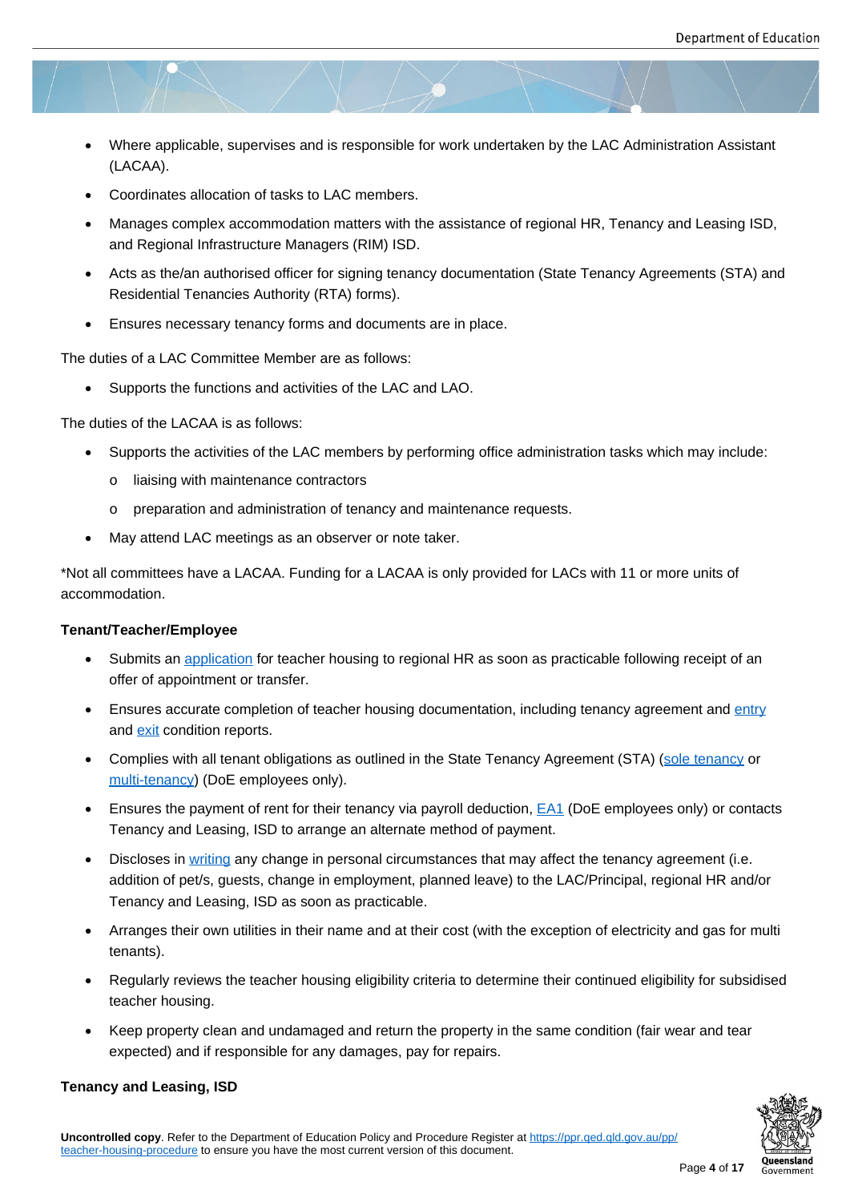- Where applicable, supervises and is responsible for work undertaken by the LAC Administration Assistant (LACAA).
- Coordinates allocation of tasks to LAC members.
- Manages complex accommodation matters with the assistance of regional HR, Tenancy and Leasing ISD, and Regional Infrastructure Managers (RIM) ISD.
- Acts as the/an authorised officer for signing tenancy documentation (State Tenancy Agreements (STA) and Residential Tenancies Authority (RTA) forms).
- Ensures necessary tenancy forms and documents are in place.

The duties of a LAC Committee Member are as follows:

- Supports the functions and activities of the LAC and LAO.

The duties of the LACAA is as follows:

- Supports the activities of the LAC members by performing office administration tasks which may include:
  - liaising with maintenance contractors
  - preparation and administration of tenancy and maintenance requests.
- May attend LAC meetings as an observer or note taker.

*Not all committees have a LACAA. Funding for a LACAA is only provided for LACs with 11 or more units of accommodation.

**Tenant/Teacher/Employee**

- Submits an application for teacher housing to regional HR as soon as practicable following receipt of an offer of appointment or transfer.
- Ensures accurate completion of teacher housing documentation, including tenancy agreement and entry and exit condition reports.
- Complies with all tenant obligations as outlined in the State Tenancy Agreement (STA) (sole tenancy or multi-tenancy) (DoE employees only).
- Ensures the payment of rent for their tenancy via payroll deduction, EA1 (DoE employees only) or contacts Tenancy and Leasing, ISD to arrange an alternate method of payment.
- Discloses in writing any change in personal circumstances that may affect the tenancy agreement (i.e. addition of pet/s, guests, change in employment, planned leave) to the LAC/Principal, regional HR and/or Tenancy and Leasing, ISD as soon as practicable.
- Arranges their own utilities in their name and at their cost (with the exception of electricity and gas for multi tenants).
- Regularly reviews the teacher housing eligibility criteria to determine their continued eligibility for subsidised teacher housing.
- Keep property clean and undamaged and return the property in the same condition (fair wear and tear expected) and if responsible for any damages, pay for repairs.

**Tenancy and Leasing, ISD**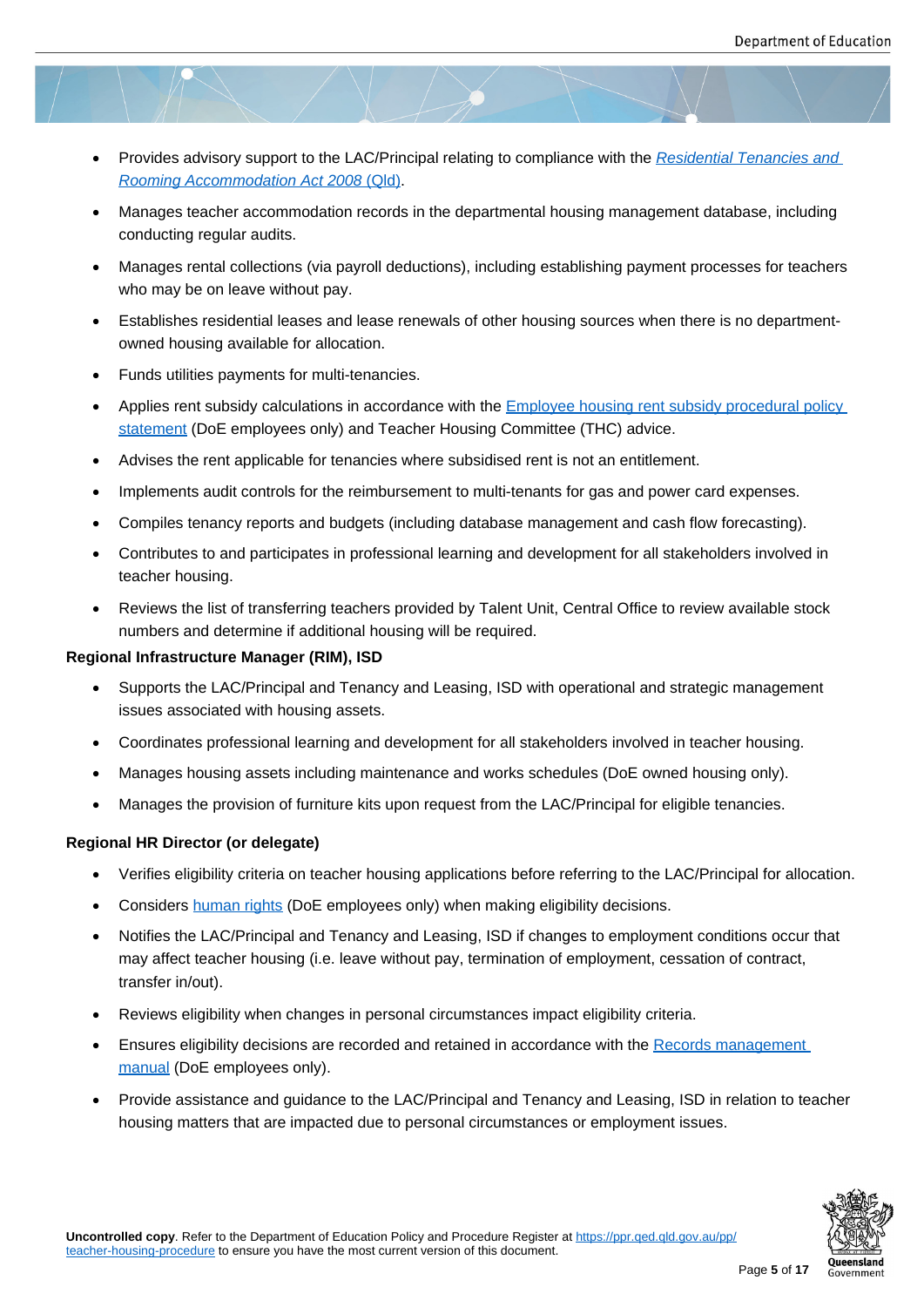- Provides advisory support to the LAC/Principal relating to compliance with the *Residential Tenancies and Rooming Accommodation Act 2008* (Qld).
- Manages teacher accommodation records in the departmental housing management database, including conducting regular audits.
- Manages rental collections (via payroll deductions), including establishing payment processes for teachers who may be on leave without pay.
- Establishes residential leases and lease renewals of other housing sources when there is no department-owned housing available for allocation.
- Funds utilities payments for multi-tenancies.
- Applies rent subsidy calculations in accordance with the Employee housing rent subsidy procedural policy statement (DoE employees only) and Teacher Housing Committee (THC) advice.
- Advises the rent applicable for tenancies where subsidised rent is not an entitlement.
- Implements audit controls for the reimbursement to multi-tenants for gas and power card expenses.
- Compiles tenancy reports and budgets (including database management and cash flow forecasting).
- Contributes to and participates in professional learning and development for all stakeholders involved in teacher housing.
- Reviews the list of transferring teachers provided by Talent Unit, Central Office to review available stock numbers and determine if additional housing will be required.

**Regional Infrastructure Manager (RIM), ISD**

- Supports the LAC/Principal and Tenancy and Leasing, ISD with operational and strategic management issues associated with housing assets.
- Coordinates professional learning and development for all stakeholders involved in teacher housing.
- Manages housing assets including maintenance and works schedules (DoE owned housing only).
- Manages the provision of furniture kits upon request from the LAC/Principal for eligible tenancies.

**Regional HR Director (or delegate)**

- Verifies eligibility criteria on teacher housing applications before referring to the LAC/Principal for allocation.
- Considers human rights (DoE employees only) when making eligibility decisions.
- Notifies the LAC/Principal and Tenancy and Leasing, ISD if changes to employment conditions occur that may affect teacher housing (i.e. leave without pay, termination of employment, cessation of contract, transfer in/out).
- Reviews eligibility when changes in personal circumstances impact eligibility criteria.
- Ensures eligibility decisions are recorded and retained in accordance with the Records management manual (DoE employees only).
- Provide assistance and guidance to the LAC/Principal and Tenancy and Leasing, ISD in relation to teacher housing matters that are impacted due to personal circumstances or employment issues.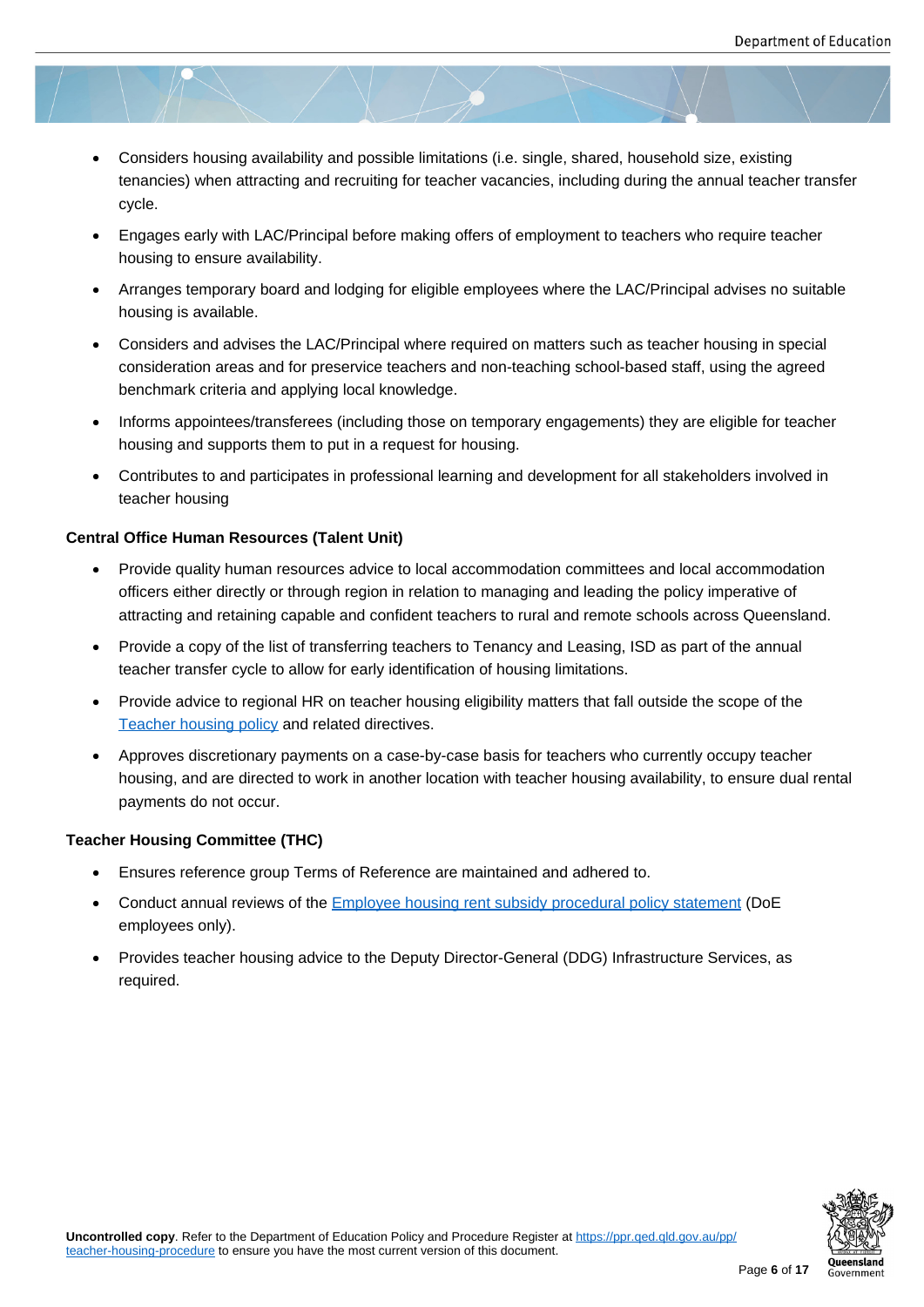- Considers housing availability and possible limitations (i.e. single, shared, household size, existing tenancies) when attracting and recruiting for teacher vacancies, including during the annual teacher transfer cycle.
- Engages early with LAC/Principal before making offers of employment to teachers who require teacher housing to ensure availability.
- Arranges temporary board and lodging for eligible employees where the LAC/Principal advises no suitable housing is available.
- Considers and advises the LAC/Principal where required on matters such as teacher housing in special consideration areas and for preservice teachers and non-teaching school-based staff, using the agreed benchmark criteria and applying local knowledge.
- Informs appointees/transferees (including those on temporary engagements) they are eligible for teacher housing and supports them to put in a request for housing.
- Contributes to and participates in professional learning and development for all stakeholders involved in teacher housing

**Central Office Human Resources (Talent Unit)**

- Provide quality human resources advice to local accommodation committees and local accommodation officers either directly or through region in relation to managing and leading the policy imperative of attracting and retaining capable and confident teachers to rural and remote schools across Queensland.
- Provide a copy of the list of transferring teachers to Tenancy and Leasing, ISD as part of the annual teacher transfer cycle to allow for early identification of housing limitations.
- Provide advice to regional HR on teacher housing eligibility matters that fall outside the scope of the Teacher housing policy and related directives.
- Approves discretionary payments on a case-by-case basis for teachers who currently occupy teacher housing, and are directed to work in another location with teacher housing availability, to ensure dual rental payments do not occur.

**Teacher Housing Committee (THC)**

- Ensures reference group Terms of Reference are maintained and adhered to.
- Conduct annual reviews of the Employee housing rent subsidy procedural policy statement (DoE employees only).
- Provides teacher housing advice to the Deputy Director-General (DDG) Infrastructure Services, as required.

**Uncontrolled copy**. Refer to the Department of Education Policy and Procedure Register at https://ppr.qed.qld.gov.au/pp/teacher-housing-procedure to ensure you have the most current version of this document.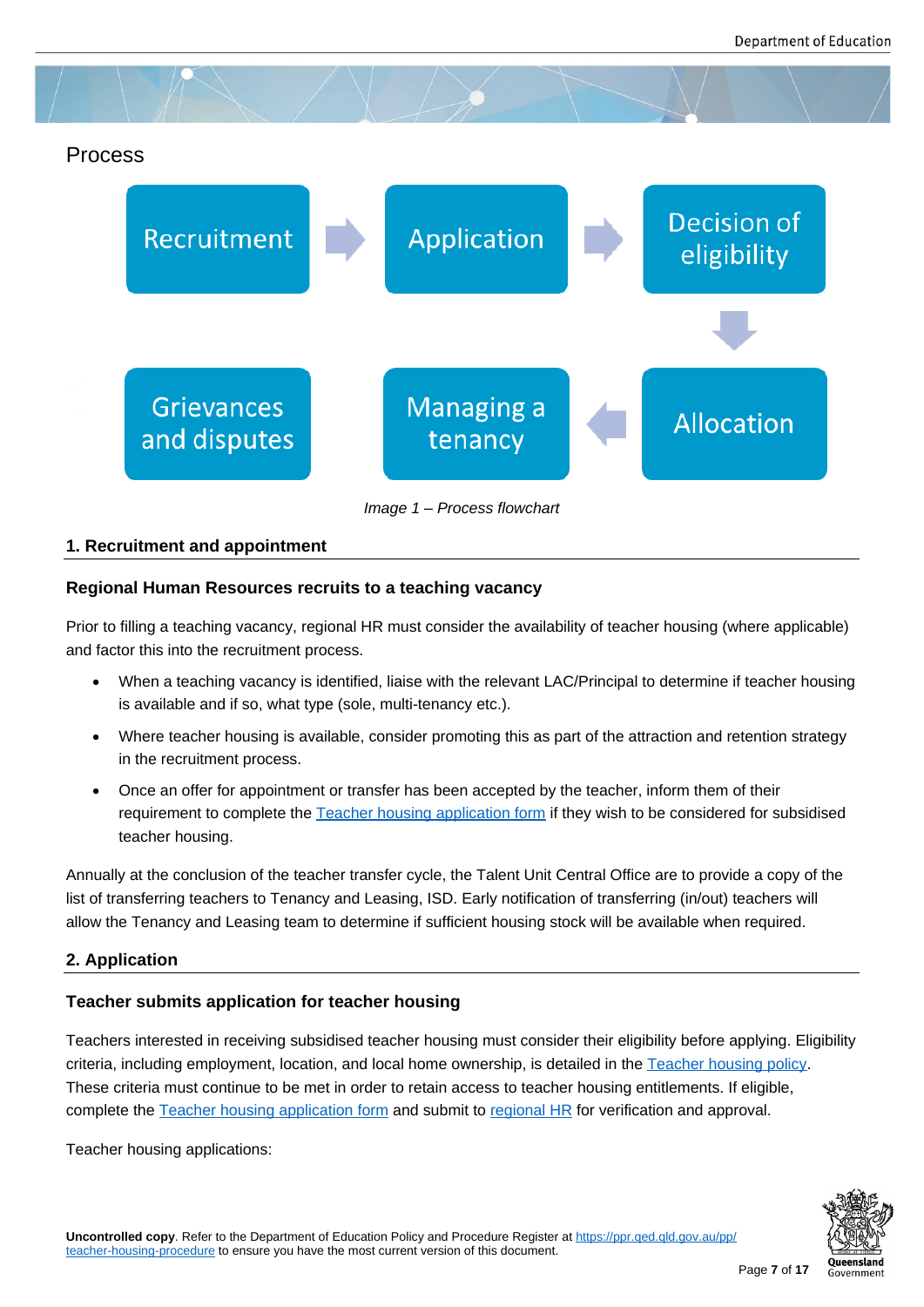## Process

Recruitment → Application → Decision of eligibility → Allocation → Managing a tenancy → Grievances and disputes

*Image 1 – Process flowchart*

### 1. Recruitment and appointment

#### Regional Human Resources recruits to a teaching vacancy

Prior to filling a teaching vacancy, regional HR must consider the availability of teacher housing (where applicable) and factor this into the recruitment process.

- When a teaching vacancy is identified, liaise with the relevant LAC/Principal to determine if teacher housing is available and if so, what type (sole, multi-tenancy etc.).
- Where teacher housing is available, consider promoting this as part of the attraction and retention strategy in the recruitment process.
- Once an offer for appointment or transfer has been accepted by the teacher, inform them of their requirement to complete the Teacher housing application form if they wish to be considered for subsidised teacher housing.

Annually at the conclusion of the teacher transfer cycle, the Talent Unit Central Office are to provide a copy of the list of transferring teachers to Tenancy and Leasing, ISD. Early notification of transferring (in/out) teachers will allow the Tenancy and Leasing team to determine if sufficient housing stock will be available when required.

### 2. Application

#### Teacher submits application for teacher housing

Teachers interested in receiving subsidised teacher housing must consider their eligibility before applying. Eligibility criteria, including employment, location, and local home ownership, is detailed in the Teacher housing policy. These criteria must continue to be met in order to retain access to teacher housing entitlements. If eligible, complete the Teacher housing application form and submit to regional HR for verification and approval.

Teacher housing applications: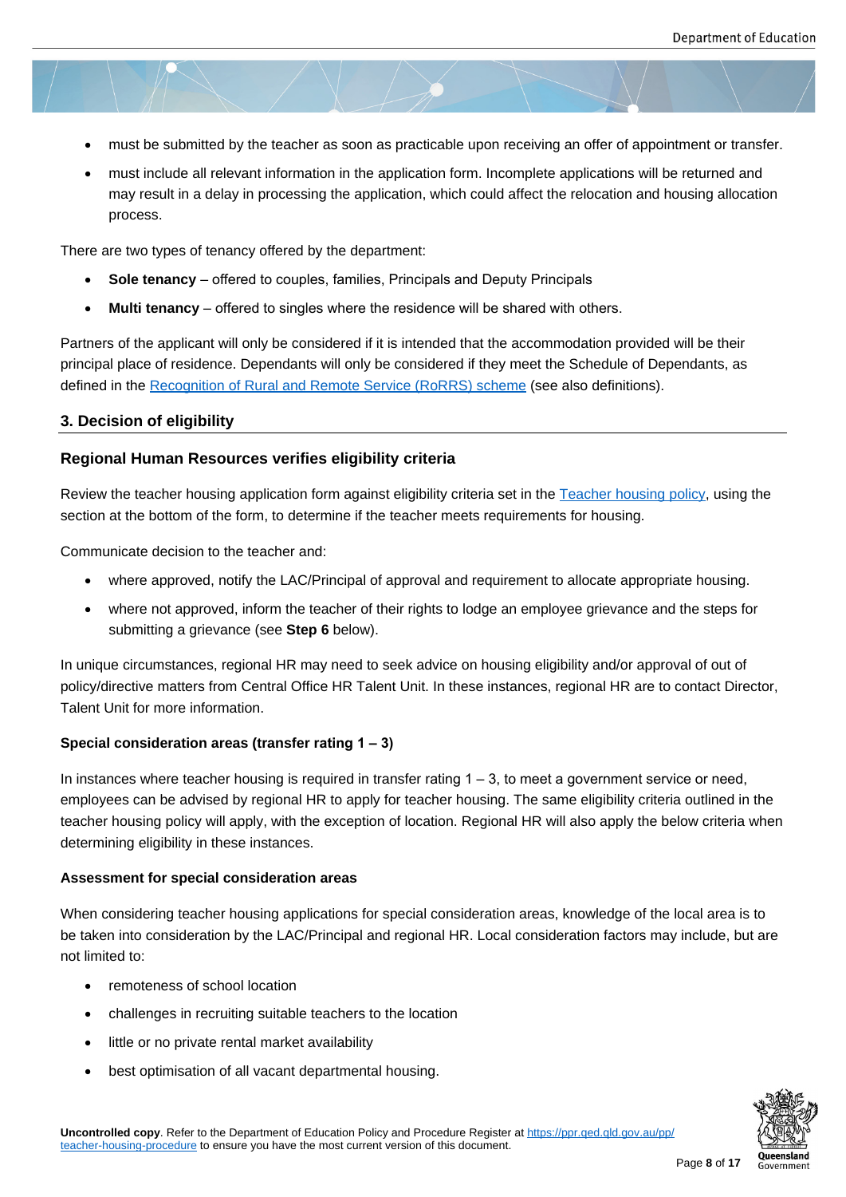- must be submitted by the teacher as soon as practicable upon receiving an offer of appointment or transfer.
- must include all relevant information in the application form. Incomplete applications will be returned and may result in a delay in processing the application, which could affect the relocation and housing allocation process.

There are two types of tenancy offered by the department:

- **Sole tenancy** – offered to couples, families, Principals and Deputy Principals
- **Multi tenancy** – offered to singles where the residence will be shared with others.

Partners of the applicant will only be considered if it is intended that the accommodation provided will be their principal place of residence. Dependants will only be considered if they meet the Schedule of Dependants, as defined in the Recognition of Rural and Remote Service (RoRRS) scheme (see also definitions).

## 3. Decision of eligibility

### Regional Human Resources verifies eligibility criteria

Review the teacher housing application form against eligibility criteria set in the Teacher housing policy, using the section at the bottom of the form, to determine if the teacher meets requirements for housing.

Communicate decision to the teacher and:

- where approved, notify the LAC/Principal of approval and requirement to allocate appropriate housing.
- where not approved, inform the teacher of their rights to lodge an employee grievance and the steps for submitting a grievance (see **Step 6** below).

In unique circumstances, regional HR may need to seek advice on housing eligibility and/or approval of out of policy/directive matters from Central Office HR Talent Unit. In these instances, regional HR are to contact Director, Talent Unit for more information.

#### Special consideration areas (transfer rating 1 – 3)

In instances where teacher housing is required in transfer rating 1 – 3, to meet a government service or need, employees can be advised by regional HR to apply for teacher housing. The same eligibility criteria outlined in the teacher housing policy will apply, with the exception of location. Regional HR will also apply the below criteria when determining eligibility in these instances.

#### Assessment for special consideration areas

When considering teacher housing applications for special consideration areas, knowledge of the local area is to be taken into consideration by the LAC/Principal and regional HR. Local consideration factors may include, but are not limited to:

- remoteness of school location
- challenges in recruiting suitable teachers to the location
- little or no private rental market availability
- best optimisation of all vacant departmental housing.

**Uncontrolled copy**. Refer to the Department of Education Policy and Procedure Register at https://ppr.qed.qld.gov.au/pp/teacher-housing-procedure to ensure you have the most current version of this document.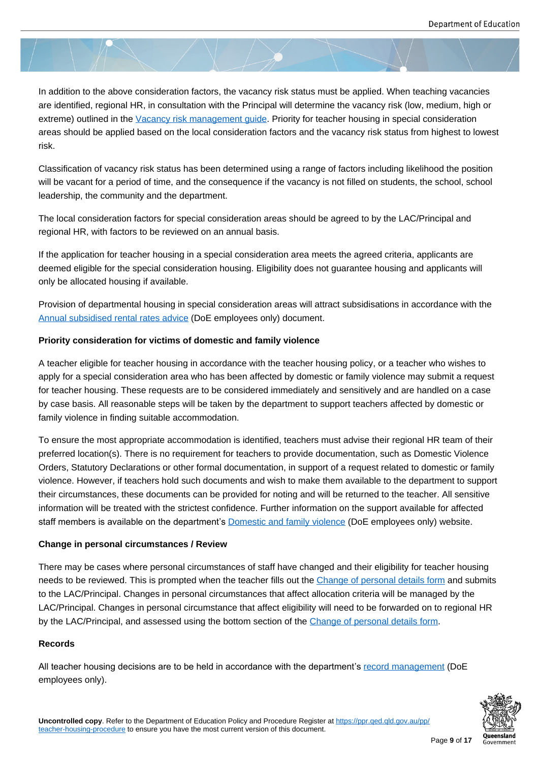In addition to the above consideration factors, the vacancy risk status must be applied. When teaching vacancies are identified, regional HR, in consultation with the Principal will determine the vacancy risk (low, medium, high or extreme) outlined in the [Vacancy risk management guide](). Priority for teacher housing in special consideration areas should be applied based on the local consideration factors and the vacancy risk status from highest to lowest risk.

Classification of vacancy risk status has been determined using a range of factors including likelihood the position will be vacant for a period of time, and the consequence if the vacancy is not filled on students, the school, school leadership, the community and the department.

The local consideration factors for special consideration areas should be agreed to by the LAC/Principal and regional HR, with factors to be reviewed on an annual basis.

If the application for teacher housing in a special consideration area meets the agreed criteria, applicants are deemed eligible for the special consideration housing. Eligibility does not guarantee housing and applicants will only be allocated housing if available.

Provision of departmental housing in special consideration areas will attract subsidisations in accordance with the [Annual subsidised rental rates advice]() (DoE employees only) document.

**Priority consideration for victims of domestic and family violence**

A teacher eligible for teacher housing in accordance with the teacher housing policy, or a teacher who wishes to apply for a special consideration area who has been affected by domestic or family violence may submit a request for teacher housing. These requests are to be considered immediately and sensitively and are handled on a case by case basis. All reasonable steps will be taken by the department to support teachers affected by domestic or family violence in finding suitable accommodation.

To ensure the most appropriate accommodation is identified, teachers must advise their regional HR team of their preferred location(s). There is no requirement for teachers to provide documentation, such as Domestic Violence Orders, Statutory Declarations or other formal documentation, in support of a request related to domestic or family violence. However, if teachers hold such documents and wish to make them available to the department to support their circumstances, these documents can be provided for noting and will be returned to the teacher. All sensitive information will be treated with the strictest confidence. Further information on the support available for affected staff members is available on the department's [Domestic and family violence]() (DoE employees only) website.

**Change in personal circumstances / Review**

There may be cases where personal circumstances of staff have changed and their eligibility for teacher housing needs to be reviewed. This is prompted when the teacher fills out the [Change of personal details form]() and submits to the LAC/Principal. Changes in personal circumstances that affect allocation criteria will be managed by the LAC/Principal. Changes in personal circumstance that affect eligibility will need to be forwarded on to regional HR by the LAC/Principal, and assessed using the bottom section of the [Change of personal details form]().

**Records**

All teacher housing decisions are to be held in accordance with the department's [record management]() (DoE employees only).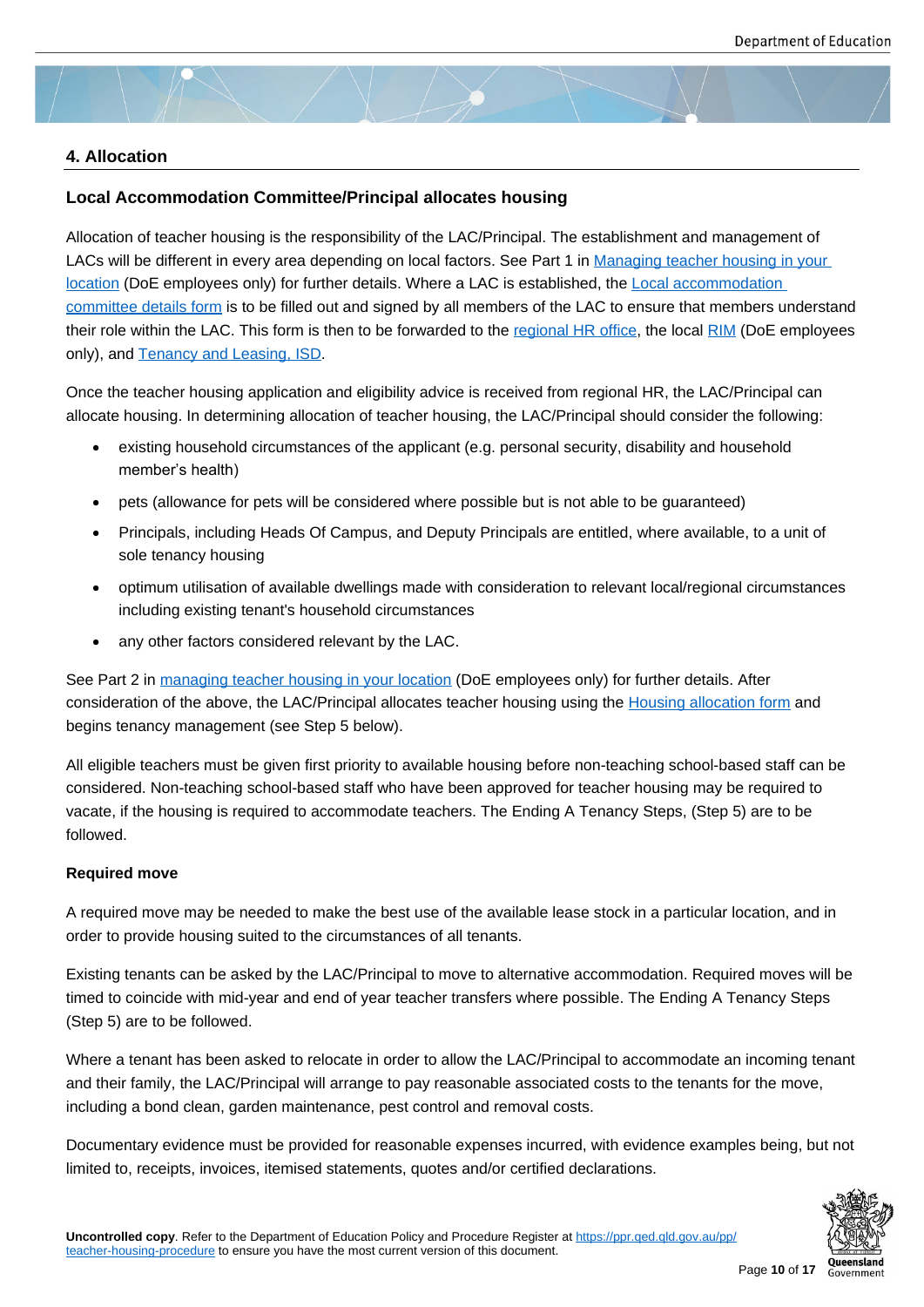## 4. Allocation

### Local Accommodation Committee/Principal allocates housing

Allocation of teacher housing is the responsibility of the LAC/Principal. The establishment and management of LACs will be different in every area depending on local factors. See Part 1 in Managing teacher housing in your location (DoE employees only) for further details. Where a LAC is established, the Local accommodation committee details form is to be filled out and signed by all members of the LAC to ensure that members understand their role within the LAC. This form is then to be forwarded to the regional HR office, the local RIM (DoE employees only), and Tenancy and Leasing, ISD.

Once the teacher housing application and eligibility advice is received from regional HR, the LAC/Principal can allocate housing. In determining allocation of teacher housing, the LAC/Principal should consider the following:

- existing household circumstances of the applicant (e.g. personal security, disability and household member's health)
- pets (allowance for pets will be considered where possible but is not able to be guaranteed)
- Principals, including Heads Of Campus, and Deputy Principals are entitled, where available, to a unit of sole tenancy housing
- optimum utilisation of available dwellings made with consideration to relevant local/regional circumstances including existing tenant's household circumstances
- any other factors considered relevant by the LAC.

See Part 2 in managing teacher housing in your location (DoE employees only) for further details. After consideration of the above, the LAC/Principal allocates teacher housing using the Housing allocation form and begins tenancy management (see Step 5 below).

All eligible teachers must be given first priority to available housing before non-teaching school-based staff can be considered. Non-teaching school-based staff who have been approved for teacher housing may be required to vacate, if the housing is required to accommodate teachers. The Ending A Tenancy Steps, (Step 5) are to be followed.

#### Required move

A required move may be needed to make the best use of the available lease stock in a particular location, and in order to provide housing suited to the circumstances of all tenants.

Existing tenants can be asked by the LAC/Principal to move to alternative accommodation. Required moves will be timed to coincide with mid-year and end of year teacher transfers where possible. The Ending A Tenancy Steps (Step 5) are to be followed.

Where a tenant has been asked to relocate in order to allow the LAC/Principal to accommodate an incoming tenant and their family, the LAC/Principal will arrange to pay reasonable associated costs to the tenants for the move, including a bond clean, garden maintenance, pest control and removal costs.

Documentary evidence must be provided for reasonable expenses incurred, with evidence examples being, but not limited to, receipts, invoices, itemised statements, quotes and/or certified declarations.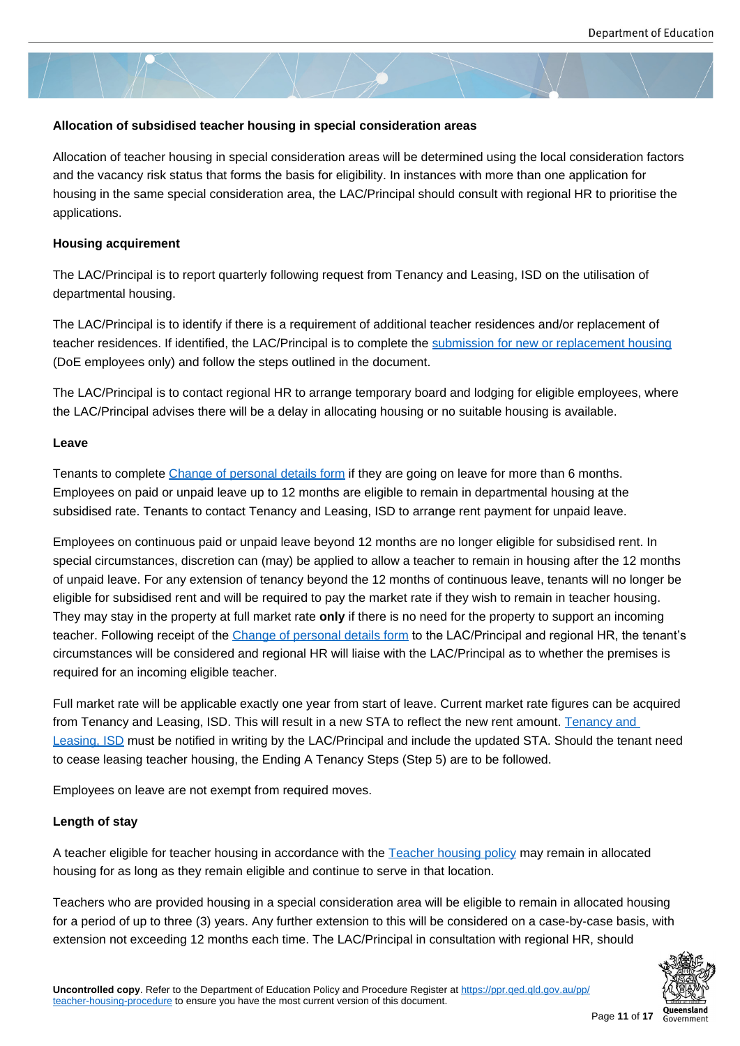**Allocation of subsidised teacher housing in special consideration areas**

Allocation of teacher housing in special consideration areas will be determined using the local consideration factors and the vacancy risk status that forms the basis for eligibility. In instances with more than one application for housing in the same special consideration area, the LAC/Principal should consult with regional HR to prioritise the applications.

**Housing acquirement**

The LAC/Principal is to report quarterly following request from Tenancy and Leasing, ISD on the utilisation of departmental housing.

The LAC/Principal is to identify if there is a requirement of additional teacher residences and/or replacement of teacher residences. If identified, the LAC/Principal is to complete the submission for new or replacement housing (DoE employees only) and follow the steps outlined in the document.

The LAC/Principal is to contact regional HR to arrange temporary board and lodging for eligible employees, where the LAC/Principal advises there will be a delay in allocating housing or no suitable housing is available.

**Leave**

Tenants to complete Change of personal details form if they are going on leave for more than 6 months. Employees on paid or unpaid leave up to 12 months are eligible to remain in departmental housing at the subsidised rate. Tenants to contact Tenancy and Leasing, ISD to arrange rent payment for unpaid leave.

Employees on continuous paid or unpaid leave beyond 12 months are no longer eligible for subsidised rent. In special circumstances, discretion can (may) be applied to allow a teacher to remain in housing after the 12 months of unpaid leave. For any extension of tenancy beyond the 12 months of continuous leave, tenants will no longer be eligible for subsidised rent and will be required to pay the market rate if they wish to remain in teacher housing. They may stay in the property at full market rate **only** if there is no need for the property to support an incoming teacher. Following receipt of the Change of personal details form to the LAC/Principal and regional HR, the tenant's circumstances will be considered and regional HR will liaise with the LAC/Principal as to whether the premises is required for an incoming eligible teacher.

Full market rate will be applicable exactly one year from start of leave. Current market rate figures can be acquired from Tenancy and Leasing, ISD. This will result in a new STA to reflect the new rent amount. Tenancy and Leasing, ISD must be notified in writing by the LAC/Principal and include the updated STA. Should the tenant need to cease leasing teacher housing, the Ending A Tenancy Steps (Step 5) are to be followed.

Employees on leave are not exempt from required moves.

**Length of stay**

A teacher eligible for teacher housing in accordance with the Teacher housing policy may remain in allocated housing for as long as they remain eligible and continue to serve in that location.

Teachers who are provided housing in a special consideration area will be eligible to remain in allocated housing for a period of up to three (3) years. Any further extension to this will be considered on a case-by-case basis, with extension not exceeding 12 months each time. The LAC/Principal in consultation with regional HR, should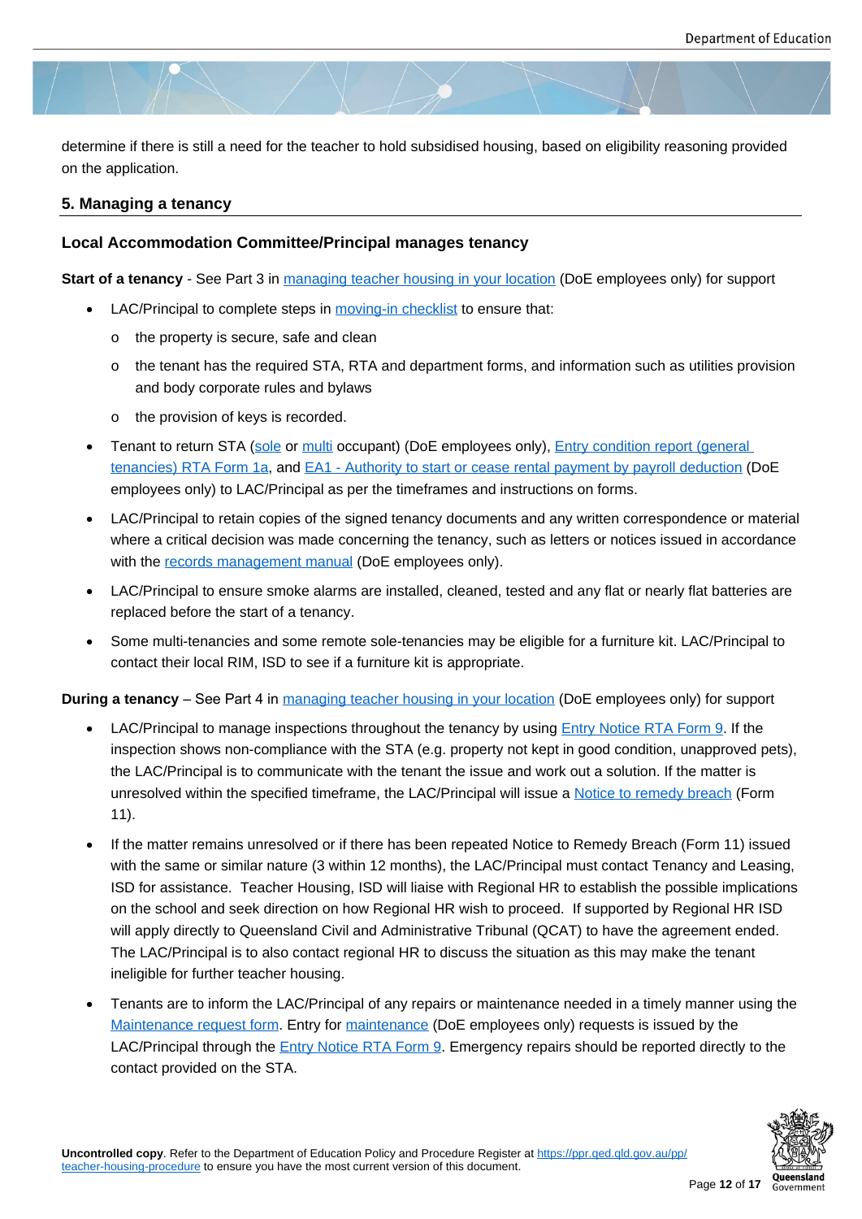determine if there is still a need for the teacher to hold subsidised housing, based on eligibility reasoning provided on the application.

## 5. Managing a tenancy

### Local Accommodation Committee/Principal manages tenancy

**Start of a tenancy** - See Part 3 in managing teacher housing in your location (DoE employees only) for support

- LAC/Principal to complete steps in moving-in checklist to ensure that:
  - the property is secure, safe and clean
  - the tenant has the required STA, RTA and department forms, and information such as utilities provision and body corporate rules and bylaws
  - the provision of keys is recorded.
- Tenant to return STA (sole or multi occupant) (DoE employees only), Entry condition report (general tenancies) RTA Form 1a, and EA1 - Authority to start or cease rental payment by payroll deduction (DoE employees only) to LAC/Principal as per the timeframes and instructions on forms.
- LAC/Principal to retain copies of the signed tenancy documents and any written correspondence or material where a critical decision was made concerning the tenancy, such as letters or notices issued in accordance with the records management manual (DoE employees only).
- LAC/Principal to ensure smoke alarms are installed, cleaned, tested and any flat or nearly flat batteries are replaced before the start of a tenancy.
- Some multi-tenancies and some remote sole-tenancies may be eligible for a furniture kit. LAC/Principal to contact their local RIM, ISD to see if a furniture kit is appropriate.

**During a tenancy** – See Part 4 in managing teacher housing in your location (DoE employees only) for support

- LAC/Principal to manage inspections throughout the tenancy by using Entry Notice RTA Form 9. If the inspection shows non-compliance with the STA (e.g. property not kept in good condition, unapproved pets), the LAC/Principal is to communicate with the tenant the issue and work out a solution. If the matter is unresolved within the specified timeframe, the LAC/Principal will issue a Notice to remedy breach (Form 11).
- If the matter remains unresolved or if there has been repeated Notice to Remedy Breach (Form 11) issued with the same or similar nature (3 within 12 months), the LAC/Principal must contact Tenancy and Leasing, ISD for assistance. Teacher Housing, ISD will liaise with Regional HR to establish the possible implications on the school and seek direction on how Regional HR wish to proceed. If supported by Regional HR ISD will apply directly to Queensland Civil and Administrative Tribunal (QCAT) to have the agreement ended. The LAC/Principal is to also contact regional HR to discuss the situation as this may make the tenant ineligible for further teacher housing.
- Tenants are to inform the LAC/Principal of any repairs or maintenance needed in a timely manner using the Maintenance request form. Entry for maintenance (DoE employees only) requests is issued by the LAC/Principal through the Entry Notice RTA Form 9. Emergency repairs should be reported directly to the contact provided on the STA.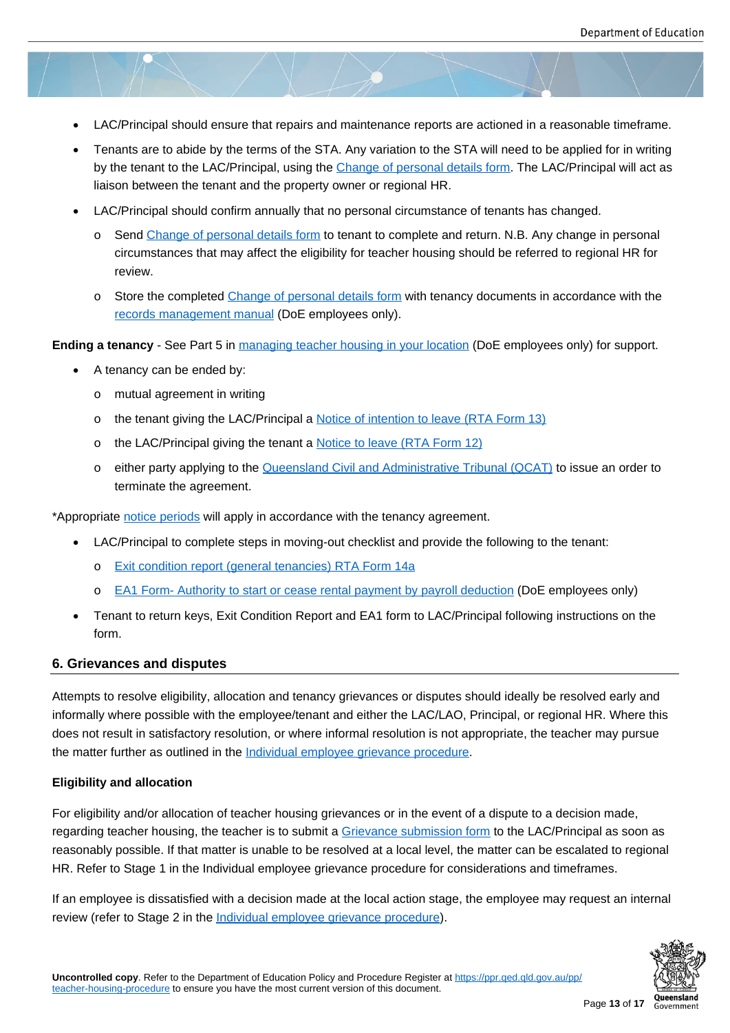- LAC/Principal should ensure that repairs and maintenance reports are actioned in a reasonable timeframe.
- Tenants are to abide by the terms of the STA. Any variation to the STA will need to be applied for in writing by the tenant to the LAC/Principal, using the Change of personal details form. The LAC/Principal will act as liaison between the tenant and the property owner or regional HR.
- LAC/Principal should confirm annually that no personal circumstance of tenants has changed.
  - Send Change of personal details form to tenant to complete and return. N.B. Any change in personal circumstances that may affect the eligibility for teacher housing should be referred to regional HR for review.
  - Store the completed Change of personal details form with tenancy documents in accordance with the records management manual (DoE employees only).

**Ending a tenancy** - See Part 5 in managing teacher housing in your location (DoE employees only) for support.

- A tenancy can be ended by:
  - mutual agreement in writing
  - the tenant giving the LAC/Principal a Notice of intention to leave (RTA Form 13)
  - the LAC/Principal giving the tenant a Notice to leave (RTA Form 12)
  - either party applying to the Queensland Civil and Administrative Tribunal (QCAT) to issue an order to terminate the agreement.

*Appropriate notice periods will apply in accordance with the tenancy agreement.

- LAC/Principal to complete steps in moving-out checklist and provide the following to the tenant:
  - Exit condition report (general tenancies) RTA Form 14a
  - EA1 Form- Authority to start or cease rental payment by payroll deduction (DoE employees only)
- Tenant to return keys, Exit Condition Report and EA1 form to LAC/Principal following instructions on the form.

## 6. Grievances and disputes

Attempts to resolve eligibility, allocation and tenancy grievances or disputes should ideally be resolved early and informally where possible with the employee/tenant and either the LAC/LAO, Principal, or regional HR. Where this does not result in satisfactory resolution, or where informal resolution is not appropriate, the teacher may pursue the matter further as outlined in the Individual employee grievance procedure.

**Eligibility and allocation**

For eligibility and/or allocation of teacher housing grievances or in the event of a dispute to a decision made, regarding teacher housing, the teacher is to submit a Grievance submission form to the LAC/Principal as soon as reasonably possible. If that matter is unable to be resolved at a local level, the matter can be escalated to regional HR. Refer to Stage 1 in the Individual employee grievance procedure for considerations and timeframes.

If an employee is dissatisfied with a decision made at the local action stage, the employee may request an internal review (refer to Stage 2 in the Individual employee grievance procedure).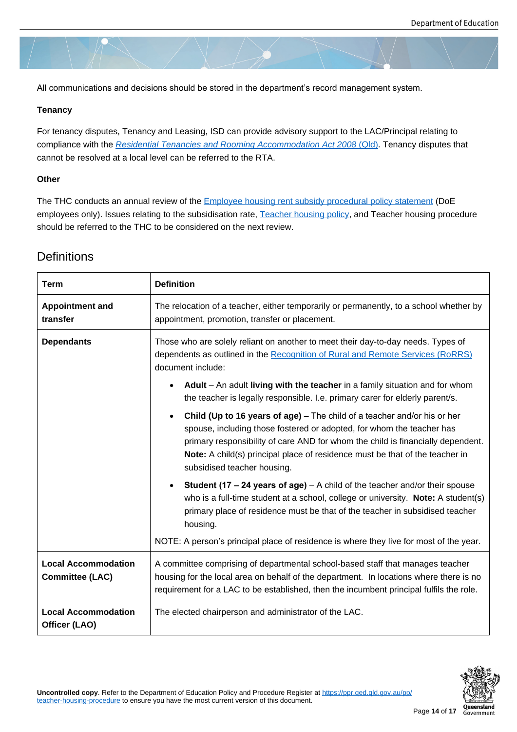All communications and decisions should be stored in the department's record management system.

**Tenancy**

For tenancy disputes, Tenancy and Leasing, ISD can provide advisory support to the LAC/Principal relating to compliance with the *Residential Tenancies and Rooming Accommodation Act 2008* (Qld). Tenancy disputes that cannot be resolved at a local level can be referred to the RTA.

**Other**

The THC conducts an annual review of the Employee housing rent subsidy procedural policy statement (DoE employees only). Issues relating to the subsidisation rate, Teacher housing policy, and Teacher housing procedure should be referred to the THC to be considered on the next review.

## Definitions

| Term | Definition |
|---|---|
| **Appointment and transfer** | The relocation of a teacher, either temporarily or permanently, to a school whether by appointment, promotion, transfer or placement. |
| **Dependants** | Those who are solely reliant on another to meet their day-to-day needs. Types of dependents as outlined in the Recognition of Rural and Remote Services (RoRRS) document include:<br>• **Adult** – An adult **living with the teacher** in a family situation and for whom the teacher is legally responsible. I.e. primary carer for elderly parent/s.<br>• **Child (Up to 16 years of age)** – The child of a teacher and/or his or her spouse, including those fostered or adopted, for whom the teacher has primary responsibility of care AND for whom the child is financially dependent. **Note:** A child(s) principal place of residence must be that of the teacher in subsidised teacher housing.<br>• **Student (17 – 24 years of age)** – A child of the teacher and/or their spouse who is a full-time student at a school, college or university. **Note:** A student(s) primary place of residence must be that of the teacher in subsidised teacher housing.<br>NOTE: A person's principal place of residence is where they live for most of the year. |
| **Local Accommodation Committee (LAC)** | A committee comprising of departmental school-based staff that manages teacher housing for the local area on behalf of the department. In locations where there is no requirement for a LAC to be established, then the incumbent principal fulfils the role. |
| **Local Accommodation Officer (LAO)** | The elected chairperson and administrator of the LAC. |

**Uncontrolled copy**. Refer to the Department of Education Policy and Procedure Register at https://ppr.qed.qld.gov.au/pp/teacher-housing-procedure to ensure you have the most current version of this document.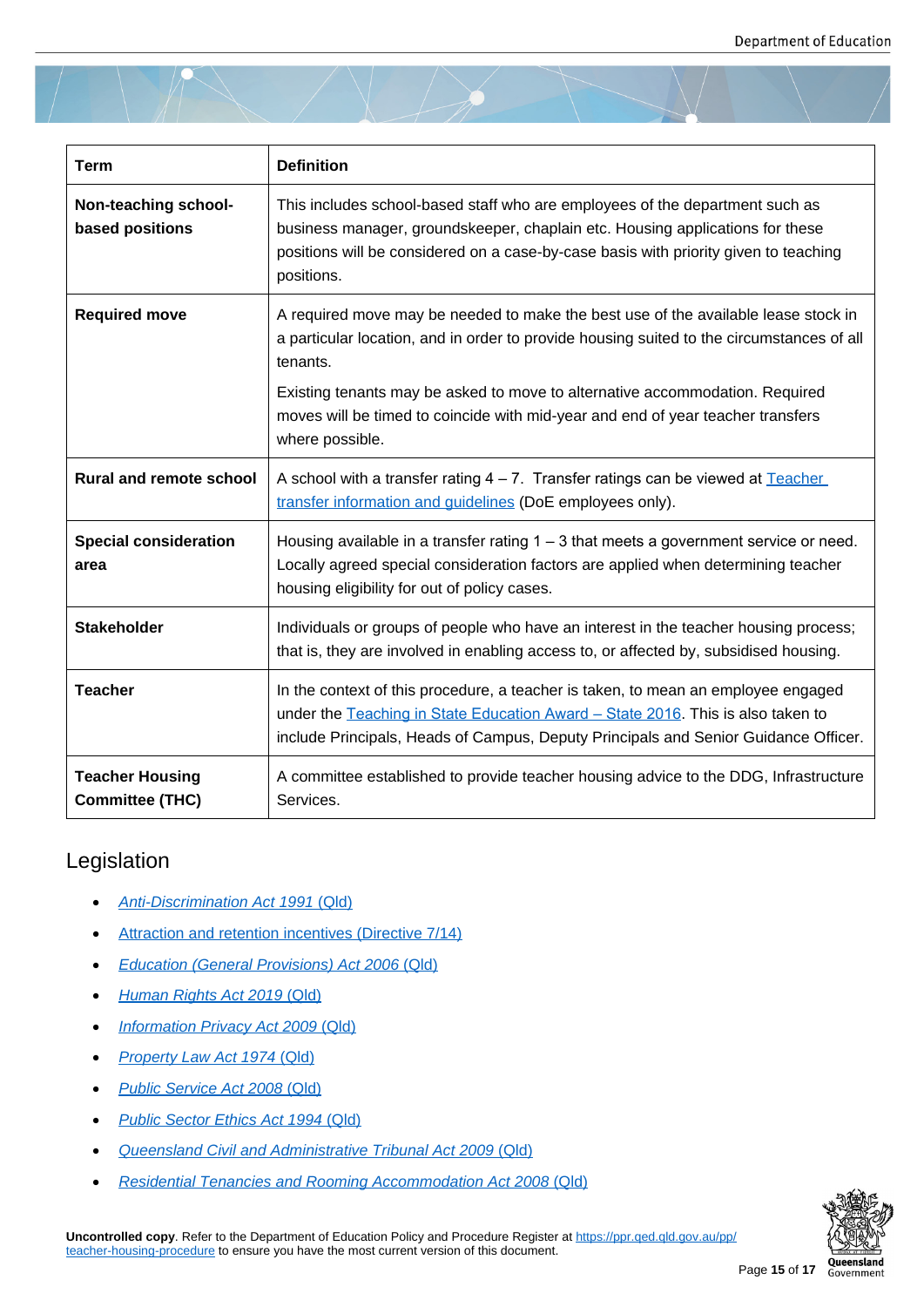| Term | Definition |
|---|---|
| **Non-teaching school-based positions** | This includes school-based staff who are employees of the department such as business manager, groundskeeper, chaplain etc. Housing applications for these positions will be considered on a case-by-case basis with priority given to teaching positions. |
| **Required move** | A required move may be needed to make the best use of the available lease stock in a particular location, and in order to provide housing suited to the circumstances of all tenants.<br><br>Existing tenants may be asked to move to alternative accommodation. Required moves will be timed to coincide with mid-year and end of year teacher transfers where possible. |
| **Rural and remote school** | A school with a transfer rating 4 – 7. Transfer ratings can be viewed at Teacher transfer information and guidelines (DoE employees only). |
| **Special consideration area** | Housing available in a transfer rating 1 – 3 that meets a government service or need. Locally agreed special consideration factors are applied when determining teacher housing eligibility for out of policy cases. |
| **Stakeholder** | Individuals or groups of people who have an interest in the teacher housing process; that is, they are involved in enabling access to, or affected by, subsidised housing. |
| **Teacher** | In the context of this procedure, a teacher is taken, to mean an employee engaged under the Teaching in State Education Award – State 2016. This is also taken to include Principals, Heads of Campus, Deputy Principals and Senior Guidance Officer. |
| **Teacher Housing Committee (THC)** | A committee established to provide teacher housing advice to the DDG, Infrastructure Services. |

## Legislation

- *Anti-Discrimination Act 1991* (Qld)
- Attraction and retention incentives (Directive 7/14)
- *Education (General Provisions) Act 2006* (Qld)
- *Human Rights Act 2019* (Qld)
- *Information Privacy Act 2009* (Qld)
- *Property Law Act 1974* (Qld)
- *Public Service Act 2008* (Qld)
- *Public Sector Ethics Act 1994* (Qld)
- *Queensland Civil and Administrative Tribunal Act 2009* (Qld)
- *Residential Tenancies and Rooming Accommodation Act 2008* (Qld)

**Uncontrolled copy**. Refer to the Department of Education Policy and Procedure Register at https://ppr.qed.qld.gov.au/pp/teacher-housing-procedure to ensure you have the most current version of this document.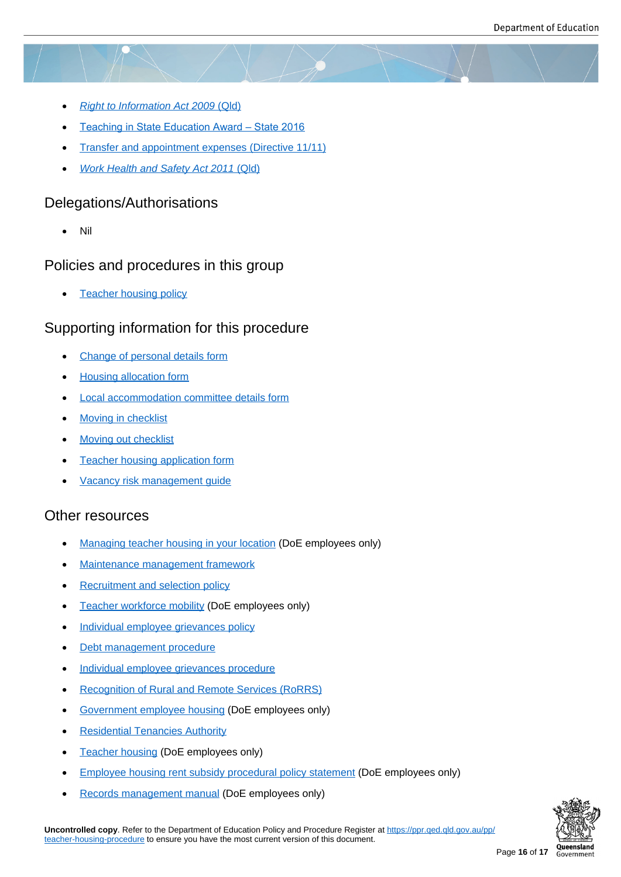- *Right to Information Act 2009* (Qld)
- Teaching in State Education Award – State 2016
- Transfer and appointment expenses (Directive 11/11)
- *Work Health and Safety Act 2011* (Qld)

## Delegations/Authorisations

- Nil

## Policies and procedures in this group

- Teacher housing policy

## Supporting information for this procedure

- Change of personal details form
- Housing allocation form
- Local accommodation committee details form
- Moving in checklist
- Moving out checklist
- Teacher housing application form
- Vacancy risk management guide

## Other resources

- Managing teacher housing in your location (DoE employees only)
- Maintenance management framework
- Recruitment and selection policy
- Teacher workforce mobility (DoE employees only)
- Individual employee grievances policy
- Debt management procedure
- Individual employee grievances procedure
- Recognition of Rural and Remote Services (RoRRS)
- Government employee housing (DoE employees only)
- Residential Tenancies Authority
- Teacher housing (DoE employees only)
- Employee housing rent subsidy procedural policy statement (DoE employees only)
- Records management manual (DoE employees only)

**Uncontrolled copy**. Refer to the Department of Education Policy and Procedure Register at https://ppr.qed.qld.gov.au/pp/teacher-housing-procedure to ensure you have the most current version of this document.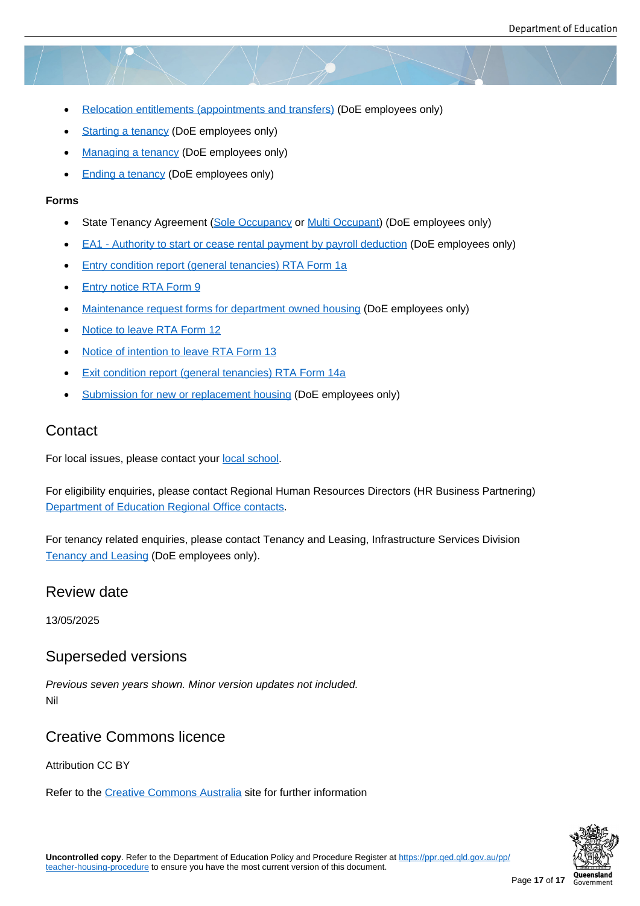- Relocation entitlements (appointments and transfers) (DoE employees only)
- Starting a tenancy (DoE employees only)
- Managing a tenancy (DoE employees only)
- Ending a tenancy (DoE employees only)

**Forms**

- State Tenancy Agreement (Sole Occupancy or Multi Occupant) (DoE employees only)
- EA1 - Authority to start or cease rental payment by payroll deduction (DoE employees only)
- Entry condition report (general tenancies) RTA Form 1a
- Entry notice RTA Form 9
- Maintenance request forms for department owned housing (DoE employees only)
- Notice to leave RTA Form 12
- Notice of intention to leave RTA Form 13
- Exit condition report (general tenancies) RTA Form 14a
- Submission for new or replacement housing (DoE employees only)

## Contact

For local issues, please contact your local school.

For eligibility enquiries, please contact Regional Human Resources Directors (HR Business Partnering) Department of Education Regional Office contacts.

For tenancy related enquiries, please contact Tenancy and Leasing, Infrastructure Services Division Tenancy and Leasing (DoE employees only).

## Review date

13/05/2025

## Superseded versions

*Previous seven years shown. Minor version updates not included.*
Nil

## Creative Commons licence

Attribution CC BY

Refer to the Creative Commons Australia site for further information

**Uncontrolled copy**. Refer to the Department of Education Policy and Procedure Register at https://ppr.qed.qld.gov.au/pp/teacher-housing-procedure to ensure you have the most current version of this document.